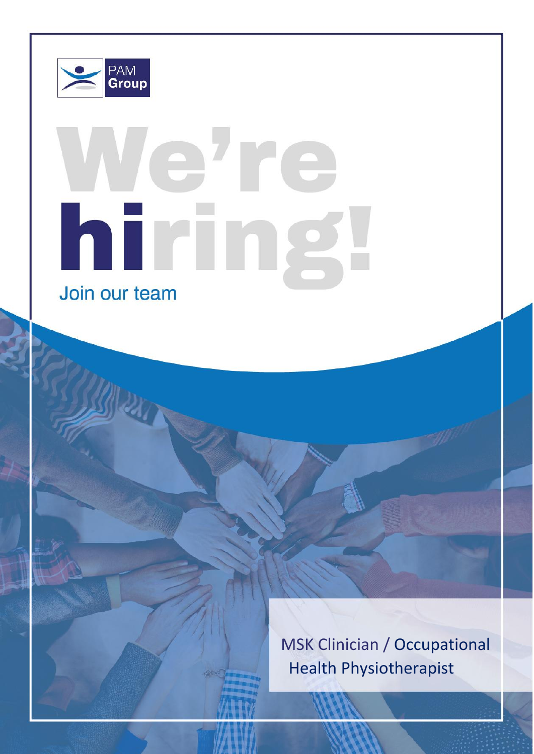PAM Group

# We're hiring!

Join our team

MSK Clinician / Occupational Health Physiotherapist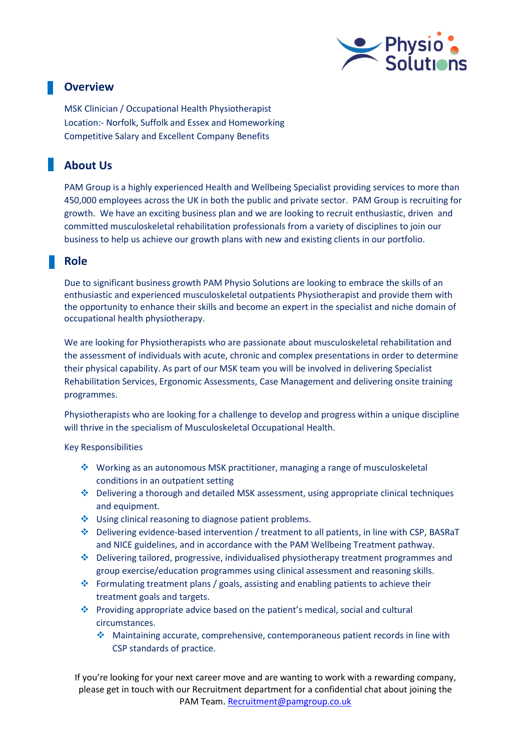## Overview

MSK Clinician / Occupational Health Physiotherapist
Location:- Norfolk, Suffolk and Essex and Homeworking
Competitive Salary and Excellent Company Benefits

## About Us

PAM Group is a highly experienced Health and Wellbeing Specialist providing services to more than 450,000 employees across the UK in both the public and private sector. PAM Group is recruiting for growth. We have an exciting business plan and we are looking to recruit enthusiastic, driven and committed musculoskeletal rehabilitation professionals from a variety of disciplines to join our business to help us achieve our growth plans with new and existing clients in our portfolio.

## Role

Due to significant business growth PAM Physio Solutions are looking to embrace the skills of an enthusiastic and experienced musculoskeletal outpatients Physiotherapist and provide them with the opportunity to enhance their skills and become an expert in the specialist and niche domain of occupational health physiotherapy.

We are looking for Physiotherapists who are passionate about musculoskeletal rehabilitation and the assessment of individuals with acute, chronic and complex presentations in order to determine their physical capability. As part of our MSK team you will be involved in delivering Specialist Rehabilitation Services, Ergonomic Assessments, Case Management and delivering onsite training programmes.

Physiotherapists who are looking for a challenge to develop and progress within a unique discipline will thrive in the specialism of Musculoskeletal Occupational Health.

Key Responsibilities

- Working as an autonomous MSK practitioner, managing a range of musculoskeletal conditions in an outpatient setting
- Delivering a thorough and detailed MSK assessment, using appropriate clinical techniques and equipment.
- Using clinical reasoning to diagnose patient problems.
- Delivering evidence-based intervention / treatment to all patients, in line with CSP, BASRaT and NICE guidelines, and in accordance with the PAM Wellbeing Treatment pathway.
- Delivering tailored, progressive, individualised physiotherapy treatment programmes and group exercise/education programmes using clinical assessment and reasoning skills.
- Formulating treatment plans / goals, assisting and enabling patients to achieve their treatment goals and targets.
- Providing appropriate advice based on the patient's medical, social and cultural circumstances.
  - Maintaining accurate, comprehensive, contemporaneous patient records in line with CSP standards of practice.

If you're looking for your next career move and are wanting to work with a rewarding company, please get in touch with our Recruitment department for a confidential chat about joining the PAM Team. Recruitment@pamgroup.co.uk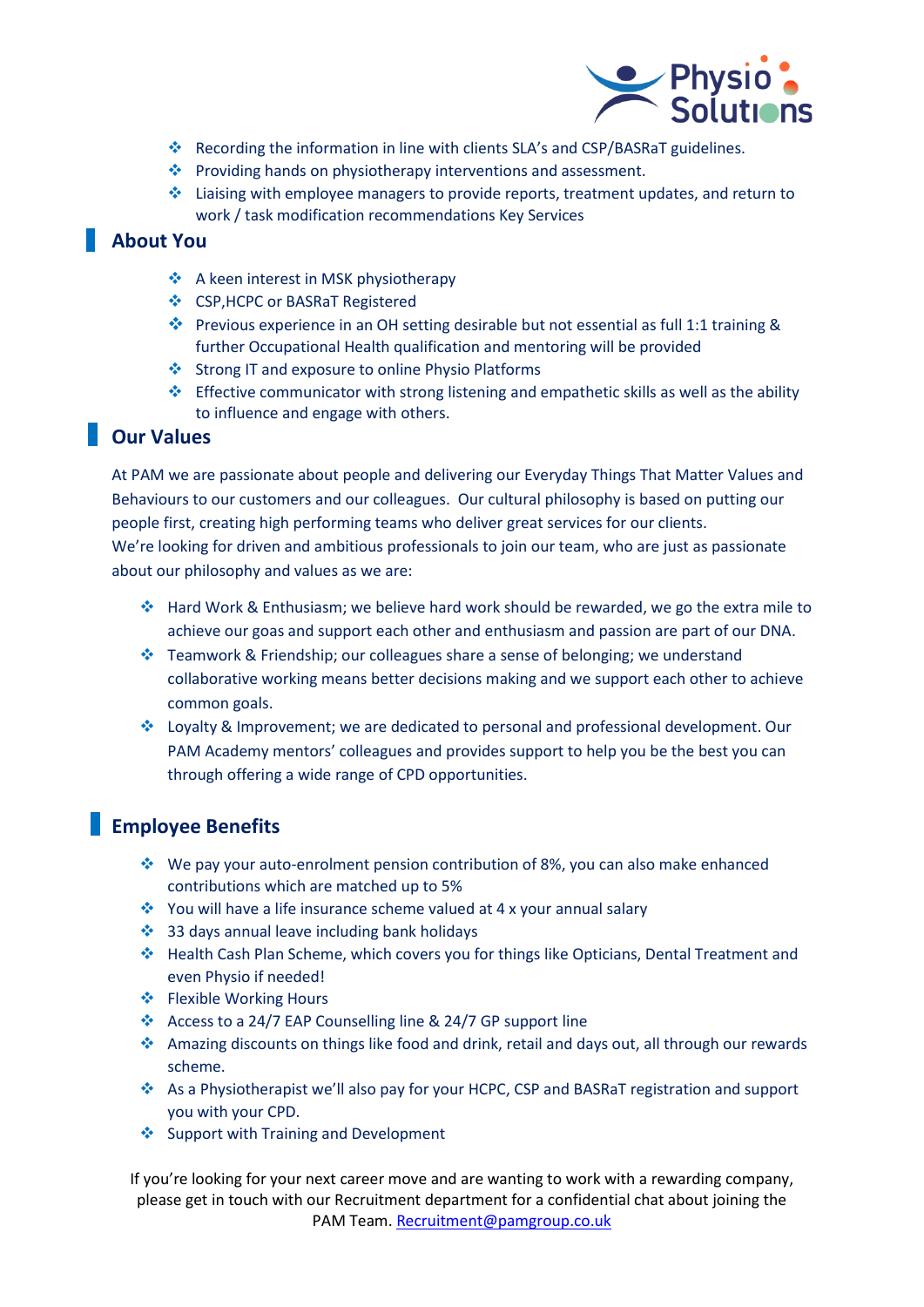- Recording the information in line with clients SLA's and CSP/BASRaT guidelines.
- Providing hands on physiotherapy interventions and assessment.
- Liaising with employee managers to provide reports, treatment updates, and return to work / task modification recommendations Key Services

## About You

- A keen interest in MSK physiotherapy
- CSP,HCPC or BASRaT Registered
- Previous experience in an OH setting desirable but not essential as full 1:1 training & further Occupational Health qualification and mentoring will be provided
- Strong IT and exposure to online Physio Platforms
- Effective communicator with strong listening and empathetic skills as well as the ability to influence and engage with others.

## Our Values

At PAM we are passionate about people and delivering our Everyday Things That Matter Values and Behaviours to our customers and our colleagues. Our cultural philosophy is based on putting our people first, creating high performing teams who deliver great services for our clients.
We're looking for driven and ambitious professionals to join our team, who are just as passionate about our philosophy and values as we are:

- Hard Work & Enthusiasm; we believe hard work should be rewarded, we go the extra mile to achieve our goas and support each other and enthusiasm and passion are part of our DNA.
- Teamwork & Friendship; our colleagues share a sense of belonging; we understand collaborative working means better decisions making and we support each other to achieve common goals.
- Loyalty & Improvement; we are dedicated to personal and professional development. Our PAM Academy mentors' colleagues and provides support to help you be the best you can through offering a wide range of CPD opportunities.

## Employee Benefits

- We pay your auto-enrolment pension contribution of 8%, you can also make enhanced contributions which are matched up to 5%
- You will have a life insurance scheme valued at 4 x your annual salary
- 33 days annual leave including bank holidays
- Health Cash Plan Scheme, which covers you for things like Opticians, Dental Treatment and even Physio if needed!
- Flexible Working Hours
- Access to a 24/7 EAP Counselling line & 24/7 GP support line
- Amazing discounts on things like food and drink, retail and days out, all through our rewards scheme.
- As a Physiotherapist we'll also pay for your HCPC, CSP and BASRaT registration and support you with your CPD.
- Support with Training and Development

If you're looking for your next career move and are wanting to work with a rewarding company, please get in touch with our Recruitment department for a confidential chat about joining the PAM Team. Recruitment@pamgroup.co.uk